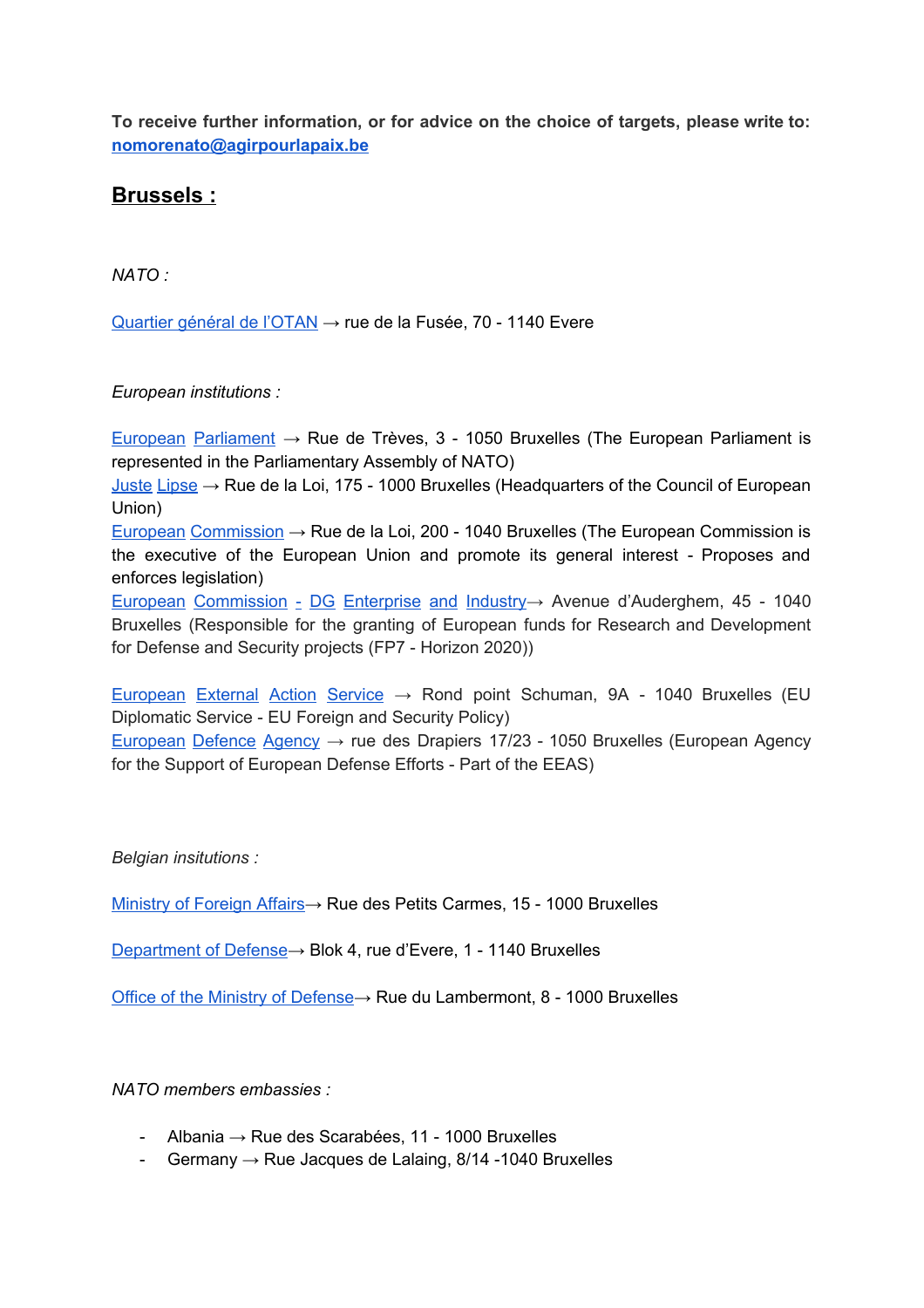**To receive further information, or for advice on the choice of targets, please write to: nomorenato@agirpourlapaix.be**

## Brussels :

*NATO :*

Quartier général de l'OTAN → rue de la Fusée, 70 - 1140 Evere

*European institutions :*

European Parliament → Rue de Trèves, 3 - 1050 Bruxelles (The European Parliament is represented in the Parliamentary Assembly of NATO)
Juste Lipse → Rue de la Loi, 175 - 1000 Bruxelles (Headquarters of the Council of European Union)
European Commission → Rue de la Loi, 200 - 1040 Bruxelles (The European Commission is the executive of the European Union and promote its general interest - Proposes and enforces legislation)
European Commission - DG Enterprise and Industry→ Avenue d'Auderghem, 45 - 1040 Bruxelles (Responsible for the granting of European funds for Research and Development for Defense and Security projects (FP7 - Horizon 2020))

European External Action Service → Rond point Schuman, 9A - 1040 Bruxelles (EU Diplomatic Service - EU Foreign and Security Policy)
European Defence Agency → rue des Drapiers 17/23 - 1050 Bruxelles (European Agency for the Support of European Defense Efforts - Part of the EEAS)

*Belgian insitutions :*

Ministry of Foreign Affairs→ Rue des Petits Carmes, 15 - 1000 Bruxelles

Department of Defense→ Blok 4, rue d'Evere, 1 - 1140 Bruxelles

Office of the Ministry of Defense→ Rue du Lambermont, 8 - 1000 Bruxelles

*NATO members embassies :*

- Albania → Rue des Scarabées, 11 - 1000 Bruxelles
- Germany → Rue Jacques de Lalaing, 8/14 -1040 Bruxelles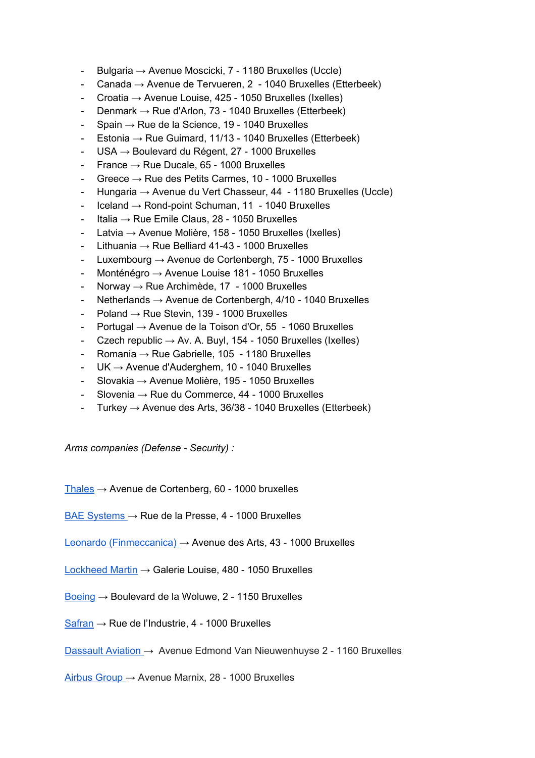- Bulgaria → Avenue Moscicki, 7 - 1180 Bruxelles (Uccle)
- Canada → Avenue de Tervueren, 2 - 1040 Bruxelles (Etterbeek)
- Croatia → Avenue Louise, 425 - 1050 Bruxelles (Ixelles)
- Denmark → Rue d'Arlon, 73 - 1040 Bruxelles (Etterbeek)
- Spain → Rue de la Science, 19 - 1040 Bruxelles
- Estonia → Rue Guimard, 11/13 - 1040 Bruxelles (Etterbeek)
- USA → Boulevard du Régent, 27 - 1000 Bruxelles
- France → Rue Ducale, 65 - 1000 Bruxelles
- Greece → Rue des Petits Carmes, 10 - 1000 Bruxelles
- Hungaria → Avenue du Vert Chasseur, 44 - 1180 Bruxelles (Uccle)
- Iceland → Rond-point Schuman, 11 - 1040 Bruxelles
- Italia → Rue Emile Claus, 28 - 1050 Bruxelles
- Latvia → Avenue Molière, 158 - 1050 Bruxelles (Ixelles)
- Lithuania → Rue Belliard 41-43 - 1000 Bruxelles
- Luxembourg → Avenue de Cortenbergh, 75 - 1000 Bruxelles
- Monténégro → Avenue Louise 181 - 1050 Bruxelles
- Norway → Rue Archimède, 17 - 1000 Bruxelles
- Netherlands → Avenue de Cortenbergh, 4/10 - 1040 Bruxelles
- Poland → Rue Stevin, 139 - 1000 Bruxelles
- Portugal → Avenue de la Toison d'Or, 55 - 1060 Bruxelles
- Czech republic → Av. A. Buyl, 154 - 1050 Bruxelles (Ixelles)
- Romania → Rue Gabrielle, 105 - 1180 Bruxelles
- UK → Avenue d'Auderghem, 10 - 1040 Bruxelles
- Slovakia → Avenue Molière, 195 - 1050 Bruxelles
- Slovenia → Rue du Commerce, 44 - 1000 Bruxelles
- Turkey → Avenue des Arts, 36/38 - 1040 Bruxelles (Etterbeek)

*Arms companies (Defense - Security) :*

Thales → Avenue de Cortenberg, 60 - 1000 bruxelles

BAE Systems → Rue de la Presse, 4 - 1000 Bruxelles

Leonardo (Finmeccanica) → Avenue des Arts, 43 - 1000 Bruxelles

Lockheed Martin → Galerie Louise, 480 - 1050 Bruxelles

Boeing → Boulevard de la Woluwe, 2 - 1150 Bruxelles

Safran → Rue de l'Industrie, 4 - 1000 Bruxelles

Dassault Aviation → Avenue Edmond Van Nieuwenhuyse 2 - 1160 Bruxelles

Airbus Group → Avenue Marnix, 28 - 1000 Bruxelles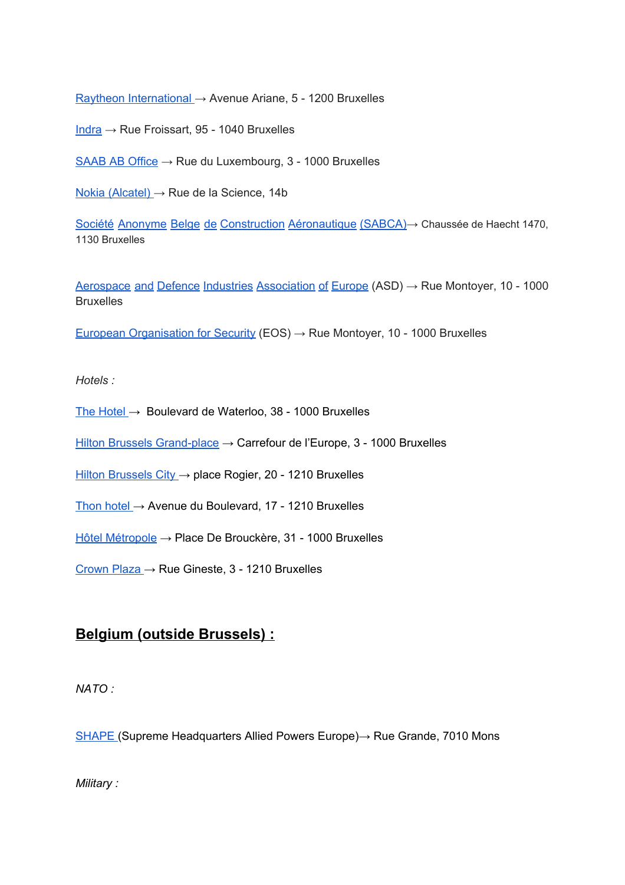Raytheon International → Avenue Ariane, 5 - 1200 Bruxelles

Indra → Rue Froissart, 95 - 1040 Bruxelles

SAAB AB Office → Rue du Luxembourg, 3 - 1000 Bruxelles

Nokia (Alcatel) → Rue de la Science, 14b

Société Anonyme Belge de Construction Aéronautique (SABCA)→ Chaussée de Haecht 1470, 1130 Bruxelles

Aerospace and Defence Industries Association of Europe (ASD) → Rue Montoyer, 10 - 1000 Bruxelles

European Organisation for Security (EOS) → Rue Montoyer, 10 - 1000 Bruxelles

*Hotels :*

The Hotel → Boulevard de Waterloo, 38 - 1000 Bruxelles

Hilton Brussels Grand-place → Carrefour de l'Europe, 3 - 1000 Bruxelles

Hilton Brussels City → place Rogier, 20 - 1210 Bruxelles

Thon hotel → Avenue du Boulevard, 17 - 1210 Bruxelles

Hôtel Métropole → Place De Brouckère, 31 - 1000 Bruxelles

Crown Plaza → Rue Gineste, 3 - 1210 Bruxelles

## Belgium (outside Brussels) :

*NATO :*

SHAPE (Supreme Headquarters Allied Powers Europe)→ Rue Grande, 7010 Mons

*Military :*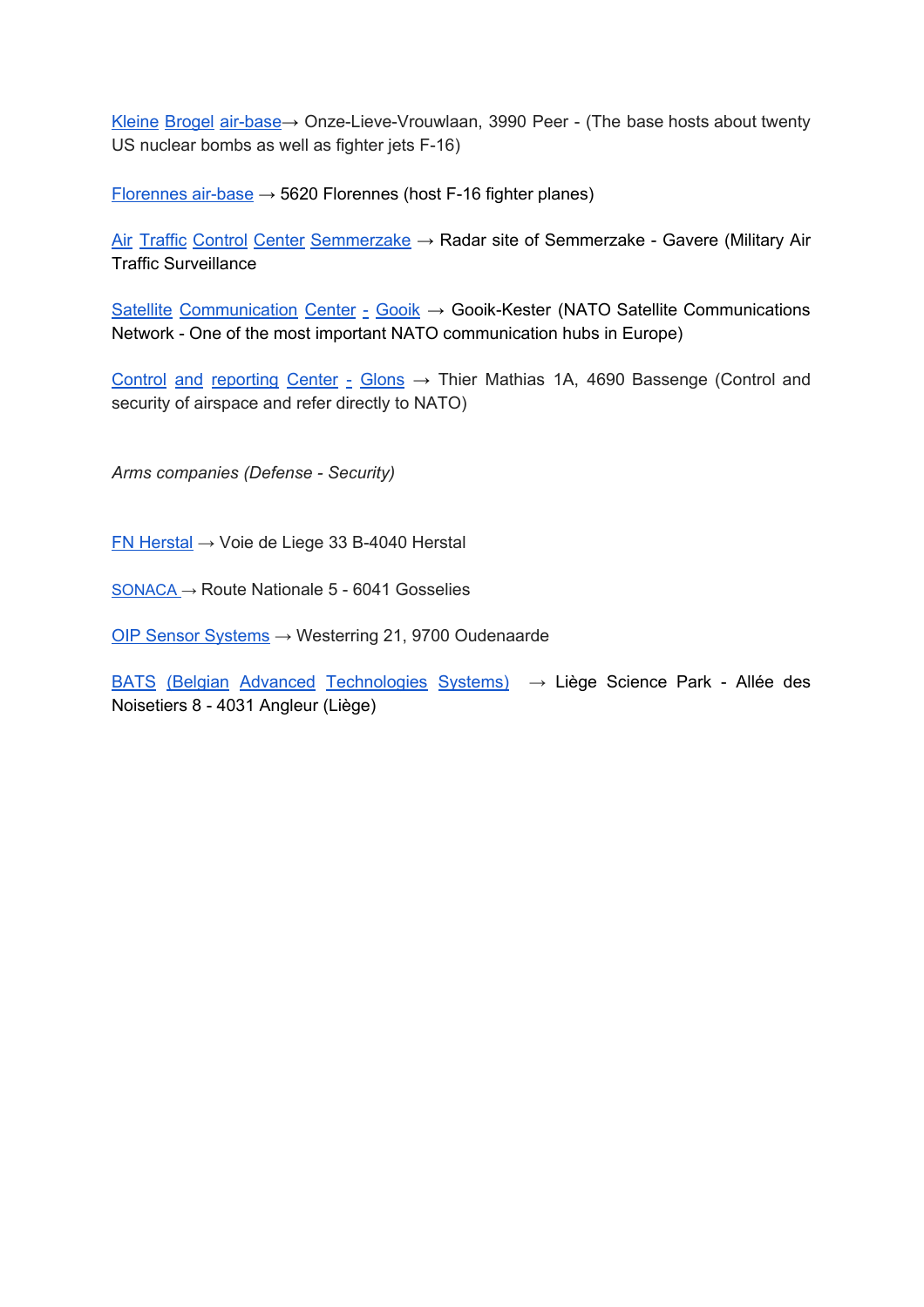Kleine Brogel air-base→ Onze-Lieve-Vrouwlaan, 3990 Peer - (The base hosts about twenty US nuclear bombs as well as fighter jets F-16)

Florennes air-base → 5620 Florennes (host F-16 fighter planes)

Air Traffic Control Center Semmerzake → Radar site of Semmerzake - Gavere (Military Air Traffic Surveillance

Satellite Communication Center - Gooik → Gooik-Kester (NATO Satellite Communications Network - One of the most important NATO communication hubs in Europe)

Control and reporting Center - Glons → Thier Mathias 1A, 4690 Bassenge (Control and security of airspace and refer directly to NATO)

*Arms companies (Defense - Security)*

FN Herstal → Voie de Liege 33 B-4040 Herstal

SONACA → Route Nationale 5 - 6041 Gosselies

OIP Sensor Systems → Westerring 21, 9700 Oudenaarde

BATS (Belgian Advanced Technologies Systems) → Liège Science Park - Allée des Noisetiers 8 - 4031 Angleur (Liège)